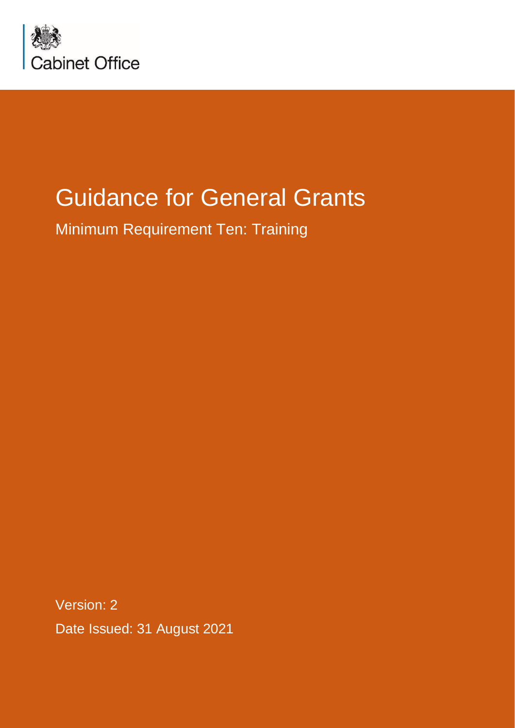Cabinet Office

# Guidance for General Grants

## Minimum Requirement Ten: Training

Version: 2

Date Issued: 31 August 2021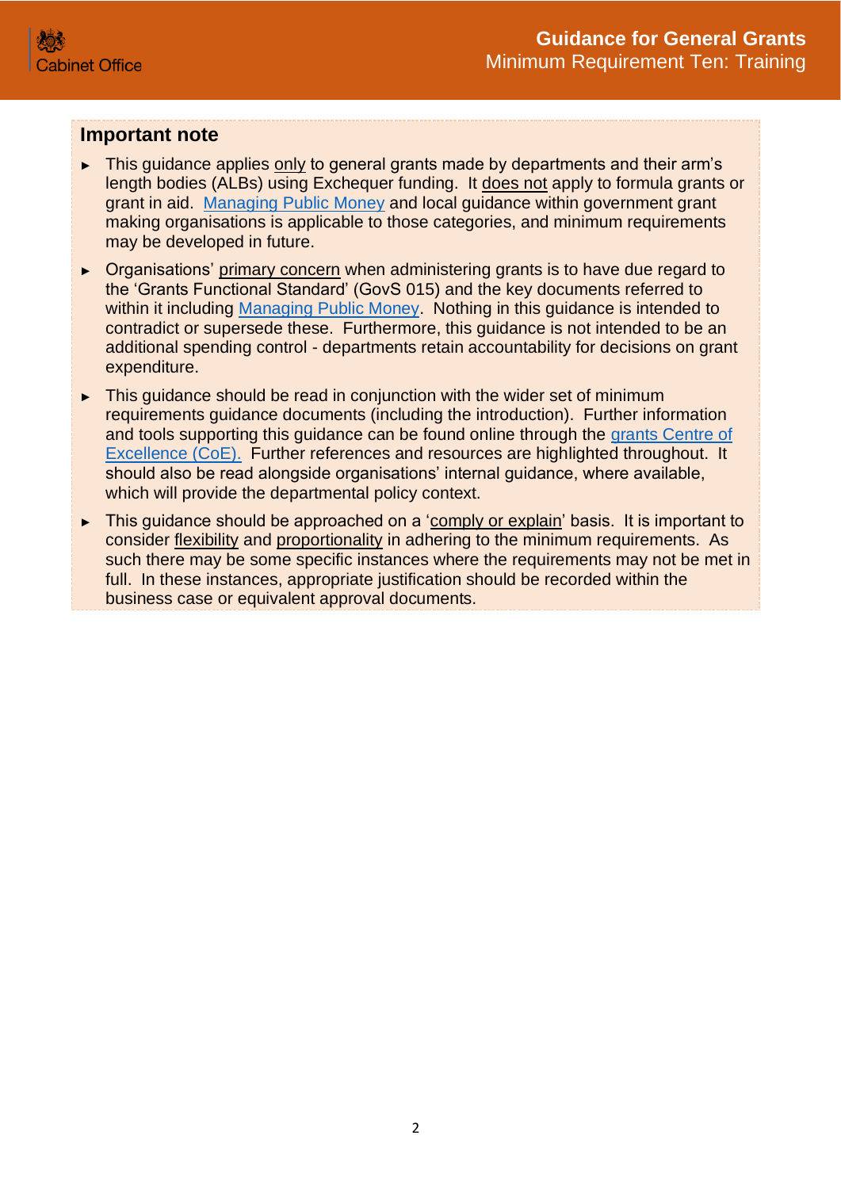## Important note

- This guidance applies only to general grants made by departments and their arm's length bodies (ALBs) using Exchequer funding. It does not apply to formula grants or grant in aid. Managing Public Money and local guidance within government grant making organisations is applicable to those categories, and minimum requirements may be developed in future.
- Organisations' primary concern when administering grants is to have due regard to the 'Grants Functional Standard' (GovS 015) and the key documents referred to within it including Managing Public Money. Nothing in this guidance is intended to contradict or supersede these. Furthermore, this guidance is not intended to be an additional spending control - departments retain accountability for decisions on grant expenditure.
- This guidance should be read in conjunction with the wider set of minimum requirements guidance documents (including the introduction). Further information and tools supporting this guidance can be found online through the grants Centre of Excellence (CoE). Further references and resources are highlighted throughout. It should also be read alongside organisations' internal guidance, where available, which will provide the departmental policy context.
- This guidance should be approached on a 'comply or explain' basis. It is important to consider flexibility and proportionality in adhering to the minimum requirements. As such there may be some specific instances where the requirements may not be met in full. In these instances, appropriate justification should be recorded within the business case or equivalent approval documents.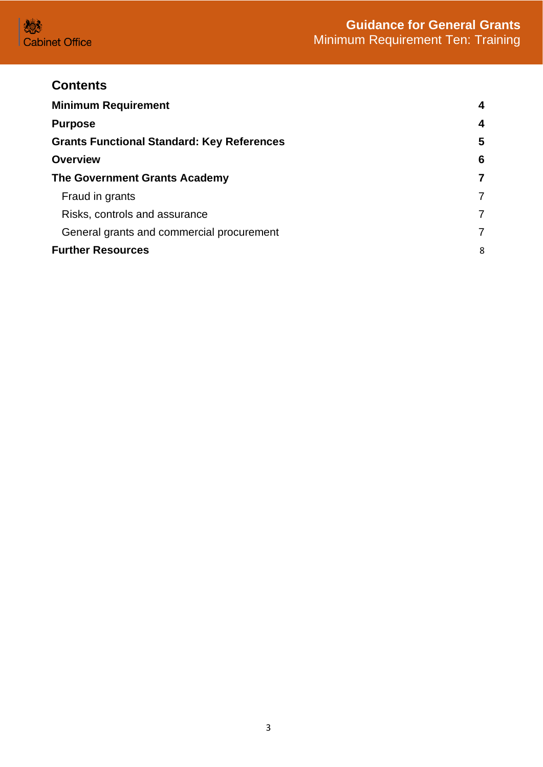## Contents

| | |
|---|---|
| **Minimum Requirement** | **4** |
| **Purpose** | **4** |
| **Grants Functional Standard: Key References** | **5** |
| **Overview** | **6** |
| **The Government Grants Academy** | **7** |
| Fraud in grants | 7 |
| Risks, controls and assurance | 7 |
| General grants and commercial procurement | 7 |
| **Further Resources** | 8 |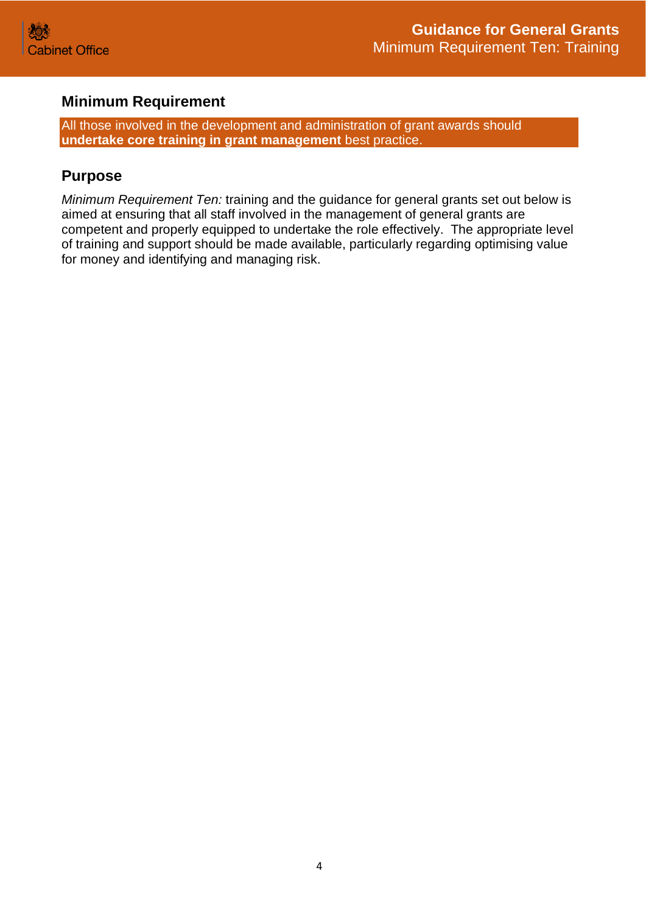## Minimum Requirement

All those involved in the development and administration of grant awards should **undertake core training in grant management** best practice.

## Purpose

*Minimum Requirement Ten:* training and the guidance for general grants set out below is aimed at ensuring that all staff involved in the management of general grants are competent and properly equipped to undertake the role effectively. The appropriate level of training and support should be made available, particularly regarding optimising value for money and identifying and managing risk.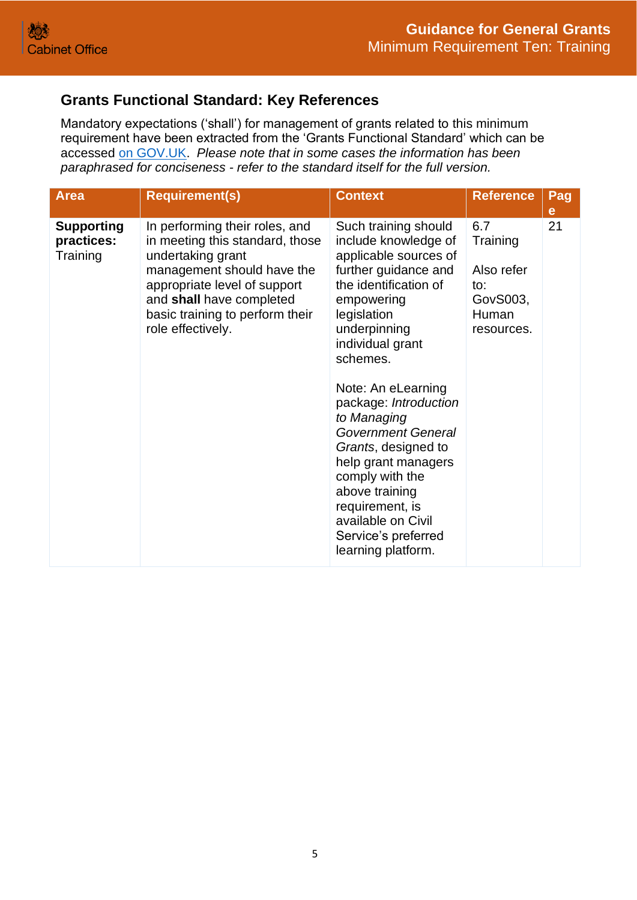## Grants Functional Standard: Key References

Mandatory expectations ('shall') for management of grants related to this minimum requirement have been extracted from the 'Grants Functional Standard' which can be accessed on GOV.UK. *Please note that in some cases the information has been paraphrased for conciseness - refer to the standard itself for the full version.*

| Area | Requirement(s) | Context | Reference | Page |
|---|---|---|---|---|
| **Supporting practices:** Training | In performing their roles, and in meeting this standard, those undertaking grant management should have the appropriate level of support and **shall** have completed basic training to perform their role effectively. | Such training should include knowledge of applicable sources of further guidance and the identification of empowering legislation underpinning individual grant schemes.<br><br>Note: An eLearning package: *Introduction to Managing Government General Grants*, designed to help grant managers comply with the above training requirement, is available on Civil Service's preferred learning platform. | 6.7 Training<br><br>Also refer to: GovS003, Human resources. | 21 |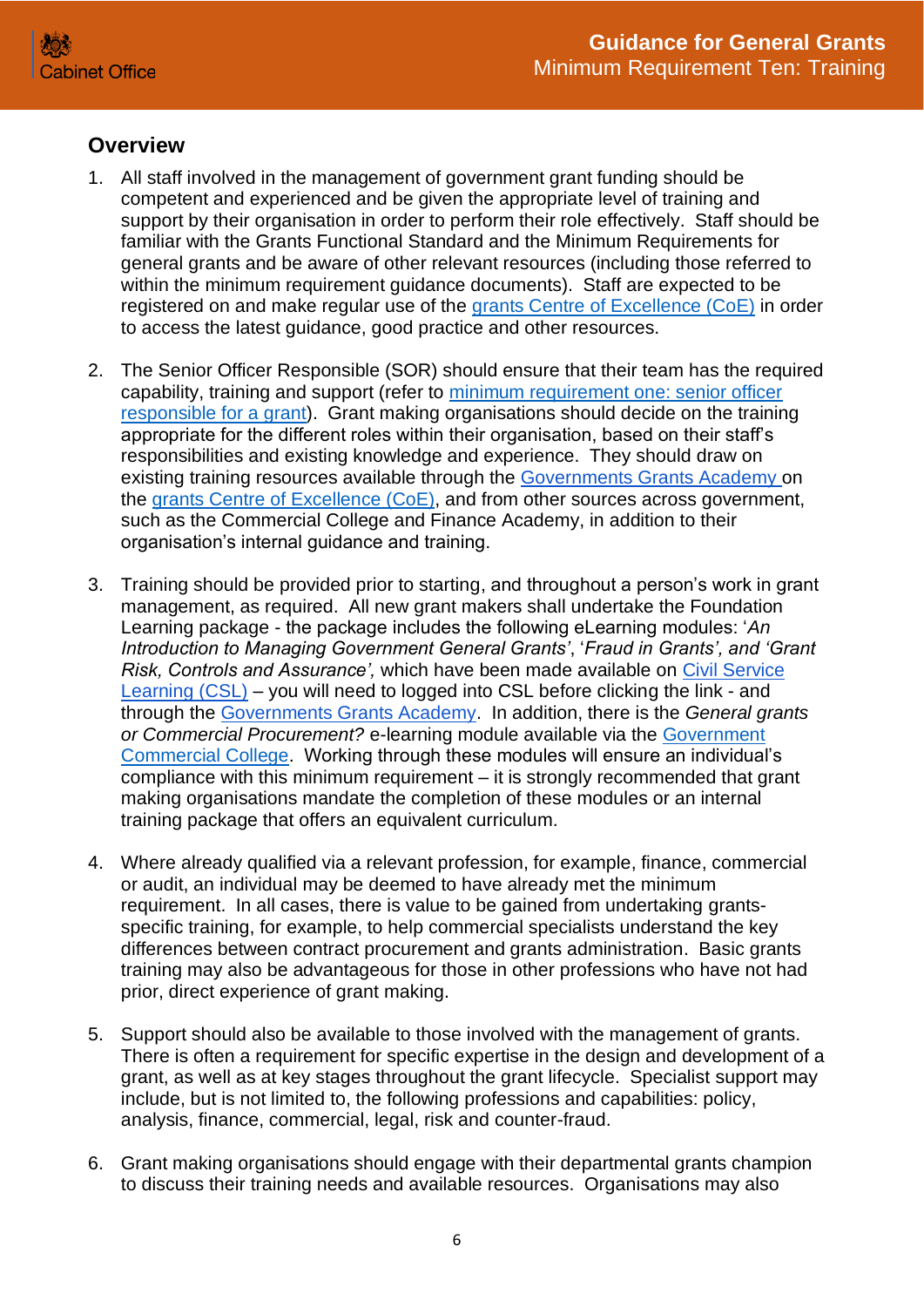## Overview

1. All staff involved in the management of government grant funding should be competent and experienced and be given the appropriate level of training and support by their organisation in order to perform their role effectively. Staff should be familiar with the Grants Functional Standard and the Minimum Requirements for general grants and be aware of other relevant resources (including those referred to within the minimum requirement guidance documents). Staff are expected to be registered on and make regular use of the grants Centre of Excellence (CoE) in order to access the latest guidance, good practice and other resources.

2. The Senior Officer Responsible (SOR) should ensure that their team has the required capability, training and support (refer to minimum requirement one: senior officer responsible for a grant). Grant making organisations should decide on the training appropriate for the different roles within their organisation, based on their staff's responsibilities and existing knowledge and experience. They should draw on existing training resources available through the Governments Grants Academy on the grants Centre of Excellence (CoE), and from other sources across government, such as the Commercial College and Finance Academy, in addition to their organisation's internal guidance and training.

3. Training should be provided prior to starting, and throughout a person's work in grant management, as required. All new grant makers shall undertake the Foundation Learning package - the package includes the following eLearning modules: '*An Introduction to Managing Government General Grants*', '*Fraud in Grants', and 'Grant Risk, Controls and Assurance',* which have been made available on Civil Service Learning (CSL) – you will need to logged into CSL before clicking the link - and through the Governments Grants Academy. In addition, there is the *General grants or Commercial Procurement?* e-learning module available via the Government Commercial College. Working through these modules will ensure an individual's compliance with this minimum requirement – it is strongly recommended that grant making organisations mandate the completion of these modules or an internal training package that offers an equivalent curriculum.

4. Where already qualified via a relevant profession, for example, finance, commercial or audit, an individual may be deemed to have already met the minimum requirement. In all cases, there is value to be gained from undertaking grants-specific training, for example, to help commercial specialists understand the key differences between contract procurement and grants administration. Basic grants training may also be advantageous for those in other professions who have not had prior, direct experience of grant making.

5. Support should also be available to those involved with the management of grants. There is often a requirement for specific expertise in the design and development of a grant, as well as at key stages throughout the grant lifecycle. Specialist support may include, but is not limited to, the following professions and capabilities: policy, analysis, finance, commercial, legal, risk and counter-fraud.

6. Grant making organisations should engage with their departmental grants champion to discuss their training needs and available resources. Organisations may also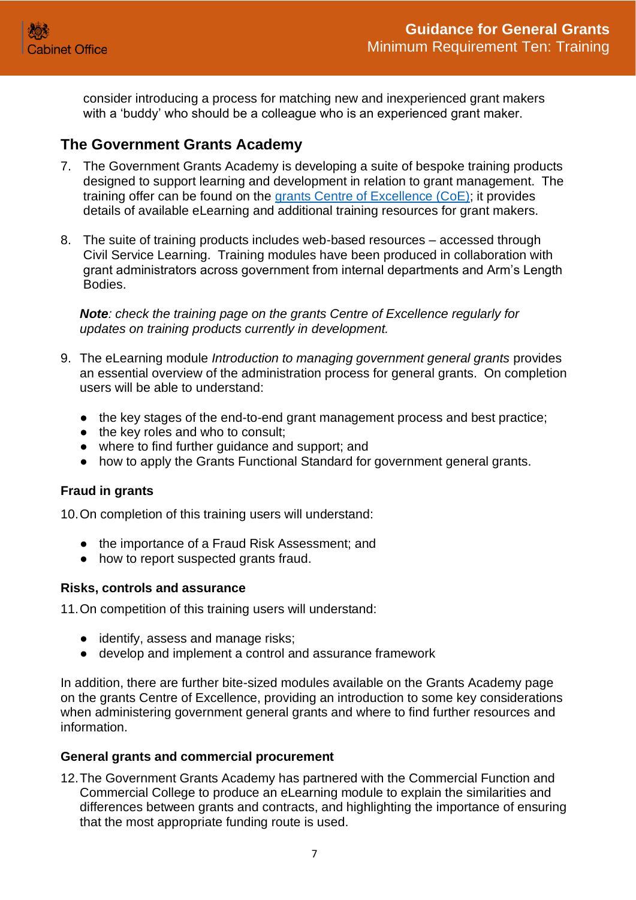consider introducing a process for matching new and inexperienced grant makers with a 'buddy' who should be a colleague who is an experienced grant maker.

## The Government Grants Academy

7. The Government Grants Academy is developing a suite of bespoke training products designed to support learning and development in relation to grant management. The training offer can be found on the grants Centre of Excellence (CoE); it provides details of available eLearning and additional training resources for grant makers.

8. The suite of training products includes web-based resources – accessed through Civil Service Learning. Training modules have been produced in collaboration with grant administrators across government from internal departments and Arm's Length Bodies.

***Note**: check the training page on the grants Centre of Excellence regularly for updates on training products currently in development.*

9. The eLearning module *Introduction to managing government general grants* provides an essential overview of the administration process for general grants. On completion users will be able to understand:

   - the key stages of the end-to-end grant management process and best practice;
   - the key roles and who to consult;
   - where to find further guidance and support; and
   - how to apply the Grants Functional Standard for government general grants.

### Fraud in grants

10. On completion of this training users will understand:

    - the importance of a Fraud Risk Assessment; and
    - how to report suspected grants fraud.

### Risks, controls and assurance

11. On competition of this training users will understand:

    - identify, assess and manage risks;
    - develop and implement a control and assurance framework

In addition, there are further bite-sized modules available on the Grants Academy page on the grants Centre of Excellence, providing an introduction to some key considerations when administering government general grants and where to find further resources and information.

### General grants and commercial procurement

12. The Government Grants Academy has partnered with the Commercial Function and Commercial College to produce an eLearning module to explain the similarities and differences between grants and contracts, and highlighting the importance of ensuring that the most appropriate funding route is used.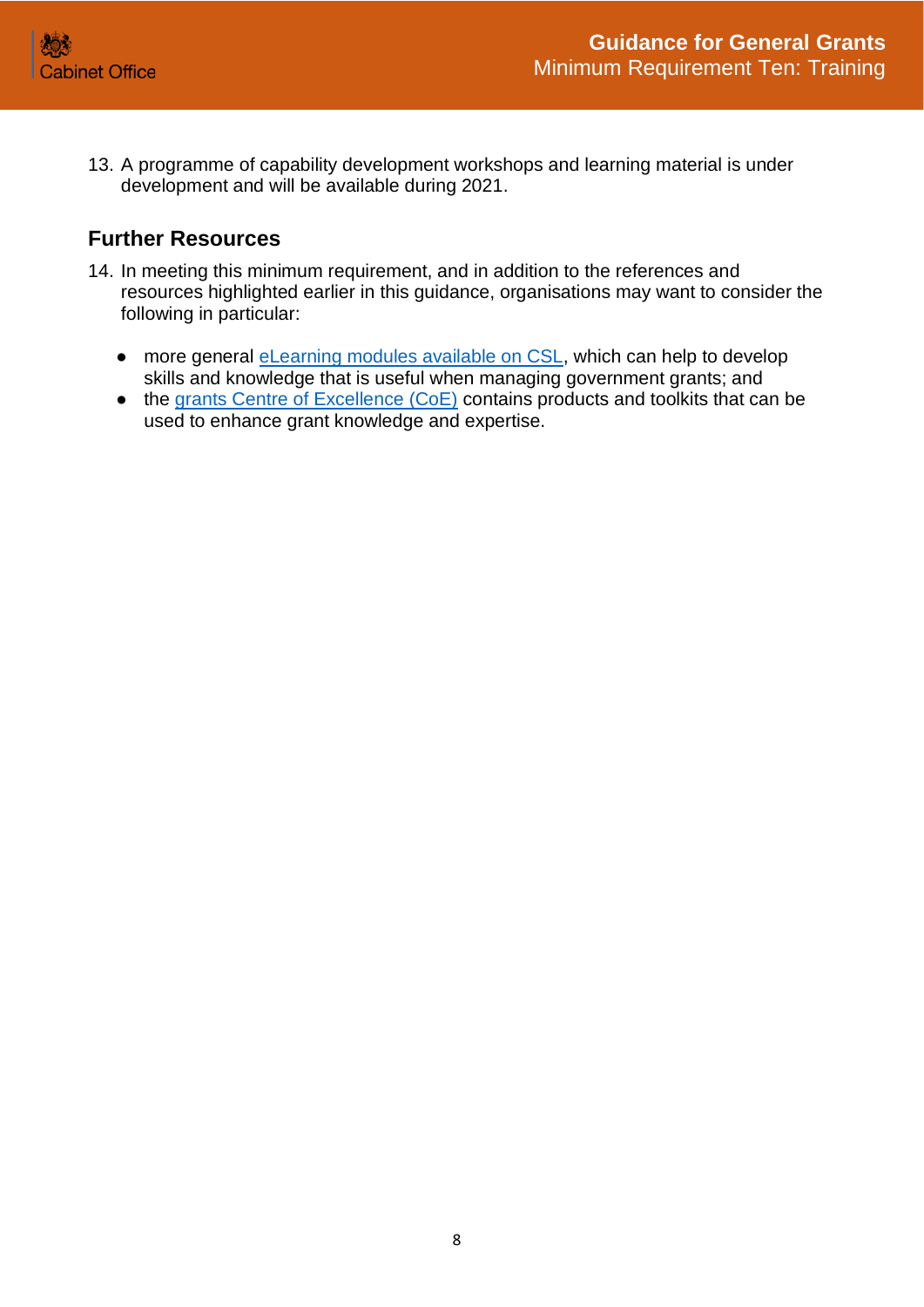13. A programme of capability development workshops and learning material is under development and will be available during 2021.

## Further Resources

14. In meeting this minimum requirement, and in addition to the references and resources highlighted earlier in this guidance, organisations may want to consider the following in particular:

    - more general eLearning modules available on CSL, which can help to develop skills and knowledge that is useful when managing government grants; and
    - the grants Centre of Excellence (CoE) contains products and toolkits that can be used to enhance grant knowledge and expertise.